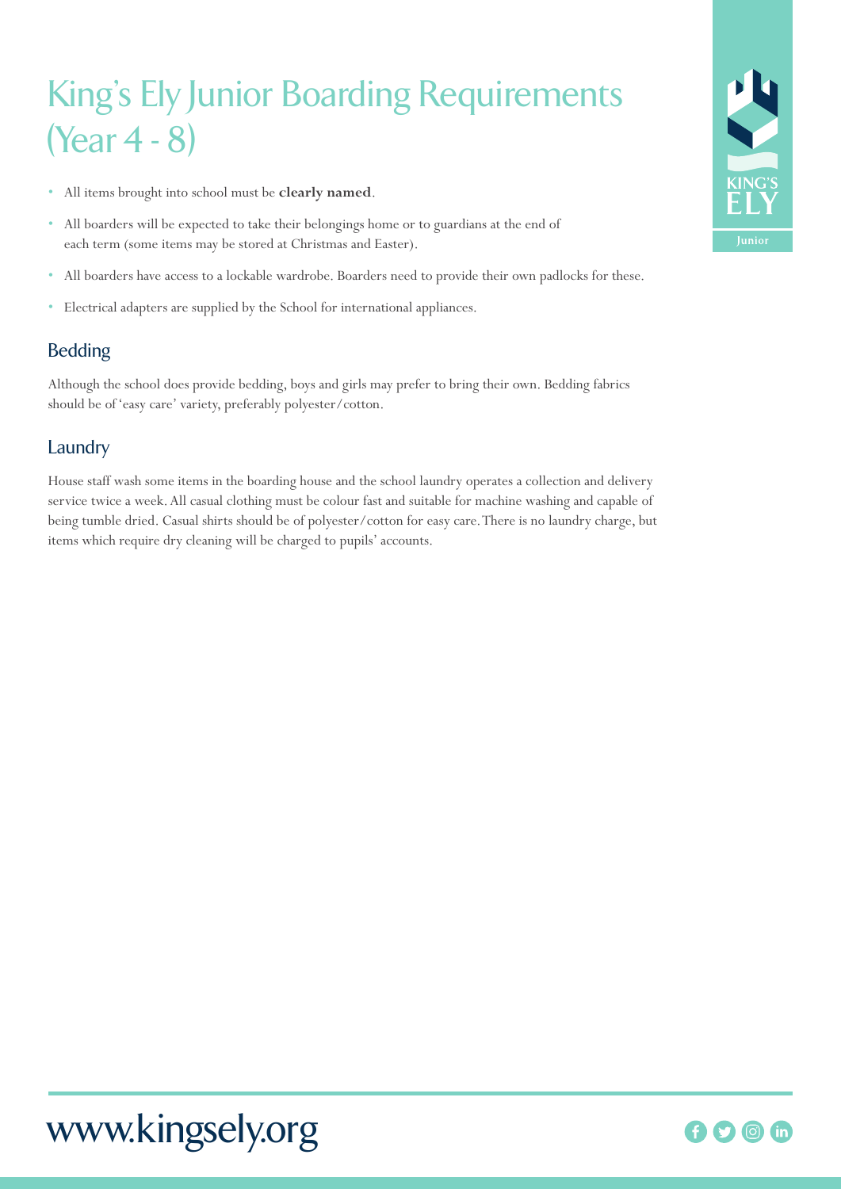# King's Ely Junior Boarding Requirements (Year 4 - 8)

- All items brought into school must be **clearly named**.
- All boarders will be expected to take their belongings home or to guardians at the end of each term (some items may be stored at Christmas and Easter).
- All boarders have access to a lockable wardrobe. Boarders need to provide their own padlocks for these.
- Electrical adapters are supplied by the School for international appliances.

## Bedding

Although the school does provide bedding, boys and girls may prefer to bring their own. Bedding fabrics should be of 'easy care' variety, preferably polyester/cotton.

## Laundry

House staff wash some items in the boarding house and the school laundry operates a collection and delivery service twice a week. All casual clothing must be colour fast and suitable for machine washing and capable of being tumble dried. Casual shirts should be of polyester/cotton for easy care. There is no laundry charge, but items which require dry cleaning will be charged to pupils' accounts.

www.kingsely.org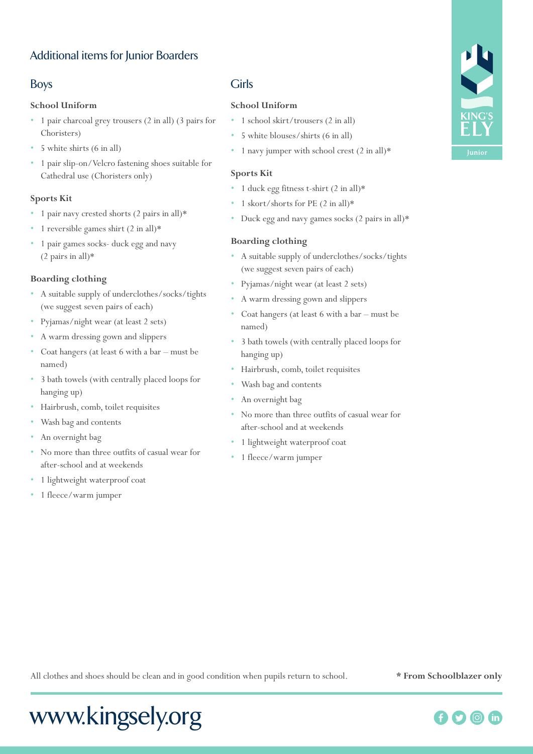# Additional items for Junior Boarders

## Boys

### School Uniform

- 1 pair charcoal grey trousers (2 in all) (3 pairs for Choristers)
- 5 white shirts (6 in all)
- 1 pair slip-on/Velcro fastening shoes suitable for Cathedral use (Choristers only)

### Sports Kit

- 1 pair navy crested shorts (2 pairs in all)*
- 1 reversible games shirt (2 in all)*
- 1 pair games socks- duck egg and navy (2 pairs in all)*

### Boarding clothing

- A suitable supply of underclothes/socks/tights (we suggest seven pairs of each)
- Pyjamas/night wear (at least 2 sets)
- A warm dressing gown and slippers
- Coat hangers (at least 6 with a bar – must be named)
- 3 bath towels (with centrally placed loops for hanging up)
- Hairbrush, comb, toilet requisites
- Wash bag and contents
- An overnight bag
- No more than three outfits of casual wear for after-school and at weekends
- 1 lightweight waterproof coat
- 1 fleece/warm jumper

## Girls

### School Uniform

- 1 school skirt/trousers (2 in all)
- 5 white blouses/shirts (6 in all)
- 1 navy jumper with school crest (2 in all)*

### Sports Kit

- 1 duck egg fitness t-shirt (2 in all)*
- 1 skort/shorts for PE (2 in all)*
- Duck egg and navy games socks (2 pairs in all)*

### Boarding clothing

- A suitable supply of underclothes/socks/tights (we suggest seven pairs of each)
- Pyjamas/night wear (at least 2 sets)
- A warm dressing gown and slippers
- Coat hangers (at least 6 with a bar – must be named)
- 3 bath towels (with centrally placed loops for hanging up)
- Hairbrush, comb, toilet requisites
- Wash bag and contents
- An overnight bag
- No more than three outfits of casual wear for after-school and at weekends
- 1 lightweight waterproof coat
- 1 fleece/warm jumper

All clothes and shoes should be clean and in good condition when pupils return to school.

**\* From Schoolblazer only**

www.kingsely.org